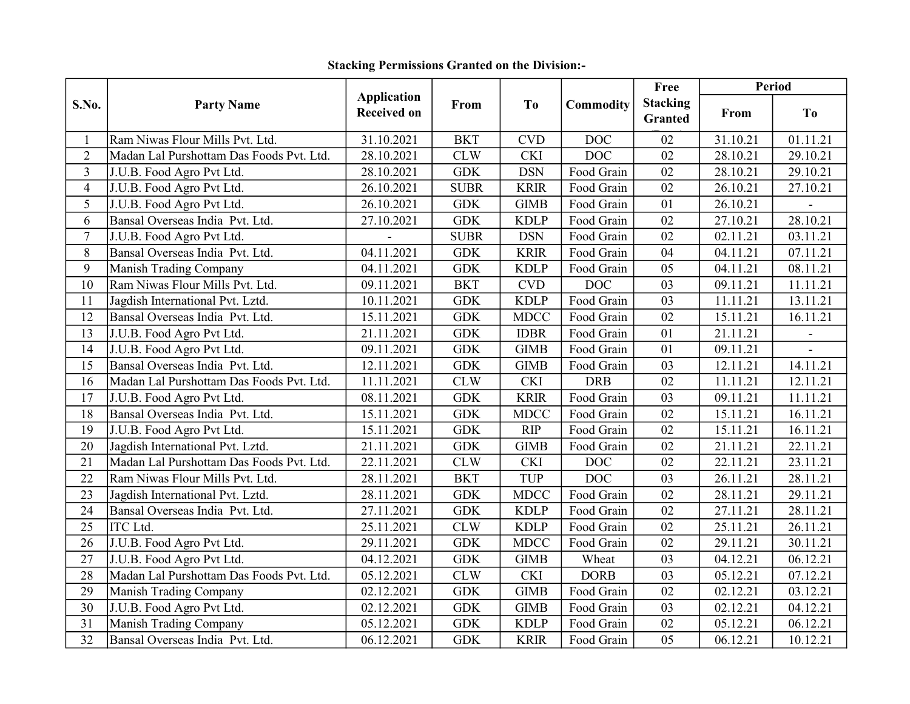**Stacking Permissions Granted on the Division:-**

| S.No. | Party Name | Application Received on | From | To | Commodity | Free Stacking Granted | Period | |
|---|---|---|---|---|---|---|---|---|
| | | | | | | | From | To |
| 1 | Ram Niwas Flour Mills Pvt. Ltd. | 31.10.2021 | BKT | CVD | DOC | 02 | 31.10.21 | 01.11.21 |
| 2 | Madan Lal Purshottam Das Foods Pvt. Ltd. | 28.10.2021 | CLW | CKI | DOC | 02 | 28.10.21 | 29.10.21 |
| 3 | J.U.B. Food Agro Pvt Ltd. | 28.10.2021 | GDK | DSN | Food Grain | 02 | 28.10.21 | 29.10.21 |
| 4 | J.U.B. Food Agro Pvt Ltd. | 26.10.2021 | SUBR | KRIR | Food Grain | 02 | 26.10.21 | 27.10.21 |
| 5 | J.U.B. Food Agro Pvt Ltd. | 26.10.2021 | GDK | GIMB | Food Grain | 01 | 26.10.21 | - |
| 6 | Bansal Overseas India Pvt. Ltd. | 27.10.2021 | GDK | KDLP | Food Grain | 02 | 27.10.21 | 28.10.21 |
| 7 | J.U.B. Food Agro Pvt Ltd. | - | SUBR | DSN | Food Grain | 02 | 02.11.21 | 03.11.21 |
| 8 | Bansal Overseas India Pvt. Ltd. | 04.11.2021 | GDK | KRIR | Food Grain | 04 | 04.11.21 | 07.11.21 |
| 9 | Manish Trading Company | 04.11.2021 | GDK | KDLP | Food Grain | 05 | 04.11.21 | 08.11.21 |
| 10 | Ram Niwas Flour Mills Pvt. Ltd. | 09.11.2021 | BKT | CVD | DOC | 03 | 09.11.21 | 11.11.21 |
| 11 | Jagdish International Pvt. Lztd. | 10.11.2021 | GDK | KDLP | Food Grain | 03 | 11.11.21 | 13.11.21 |
| 12 | Bansal Overseas India Pvt. Ltd. | 15.11.2021 | GDK | MDCC | Food Grain | 02 | 15.11.21 | 16.11.21 |
| 13 | J.U.B. Food Agro Pvt Ltd. | 21.11.2021 | GDK | IDBR | Food Grain | 01 | 21.11.21 | - |
| 14 | J.U.B. Food Agro Pvt Ltd. | 09.11.2021 | GDK | GIMB | Food Grain | 01 | 09.11.21 | - |
| 15 | Bansal Overseas India Pvt. Ltd. | 12.11.2021 | GDK | GIMB | Food Grain | 03 | 12.11.21 | 14.11.21 |
| 16 | Madan Lal Purshottam Das Foods Pvt. Ltd. | 11.11.2021 | CLW | CKI | DRB | 02 | 11.11.21 | 12.11.21 |
| 17 | J.U.B. Food Agro Pvt Ltd. | 08.11.2021 | GDK | KRIR | Food Grain | 03 | 09.11.21 | 11.11.21 |
| 18 | Bansal Overseas India Pvt. Ltd. | 15.11.2021 | GDK | MDCC | Food Grain | 02 | 15.11.21 | 16.11.21 |
| 19 | J.U.B. Food Agro Pvt Ltd. | 15.11.2021 | GDK | RIP | Food Grain | 02 | 15.11.21 | 16.11.21 |
| 20 | Jagdish International Pvt. Lztd. | 21.11.2021 | GDK | GIMB | Food Grain | 02 | 21.11.21 | 22.11.21 |
| 21 | Madan Lal Purshottam Das Foods Pvt. Ltd. | 22.11.2021 | CLW | CKI | DOC | 02 | 22.11.21 | 23.11.21 |
| 22 | Ram Niwas Flour Mills Pvt. Ltd. | 28.11.2021 | BKT | TUP | DOC | 03 | 26.11.21 | 28.11.21 |
| 23 | Jagdish International Pvt. Lztd. | 28.11.2021 | GDK | MDCC | Food Grain | 02 | 28.11.21 | 29.11.21 |
| 24 | Bansal Overseas India Pvt. Ltd. | 27.11.2021 | GDK | KDLP | Food Grain | 02 | 27.11.21 | 28.11.21 |
| 25 | ITC Ltd. | 25.11.2021 | CLW | KDLP | Food Grain | 02 | 25.11.21 | 26.11.21 |
| 26 | J.U.B. Food Agro Pvt Ltd. | 29.11.2021 | GDK | MDCC | Food Grain | 02 | 29.11.21 | 30.11.21 |
| 27 | J.U.B. Food Agro Pvt Ltd. | 04.12.2021 | GDK | GIMB | Wheat | 03 | 04.12.21 | 06.12.21 |
| 28 | Madan Lal Purshottam Das Foods Pvt. Ltd. | 05.12.2021 | CLW | CKI | DORB | 03 | 05.12.21 | 07.12.21 |
| 29 | Manish Trading Company | 02.12.2021 | GDK | GIMB | Food Grain | 02 | 02.12.21 | 03.12.21 |
| 30 | J.U.B. Food Agro Pvt Ltd. | 02.12.2021 | GDK | GIMB | Food Grain | 03 | 02.12.21 | 04.12.21 |
| 31 | Manish Trading Company | 05.12.2021 | GDK | KDLP | Food Grain | 02 | 05.12.21 | 06.12.21 |
| 32 | Bansal Overseas India Pvt. Ltd. | 06.12.2021 | GDK | KRIR | Food Grain | 05 | 06.12.21 | 10.12.21 |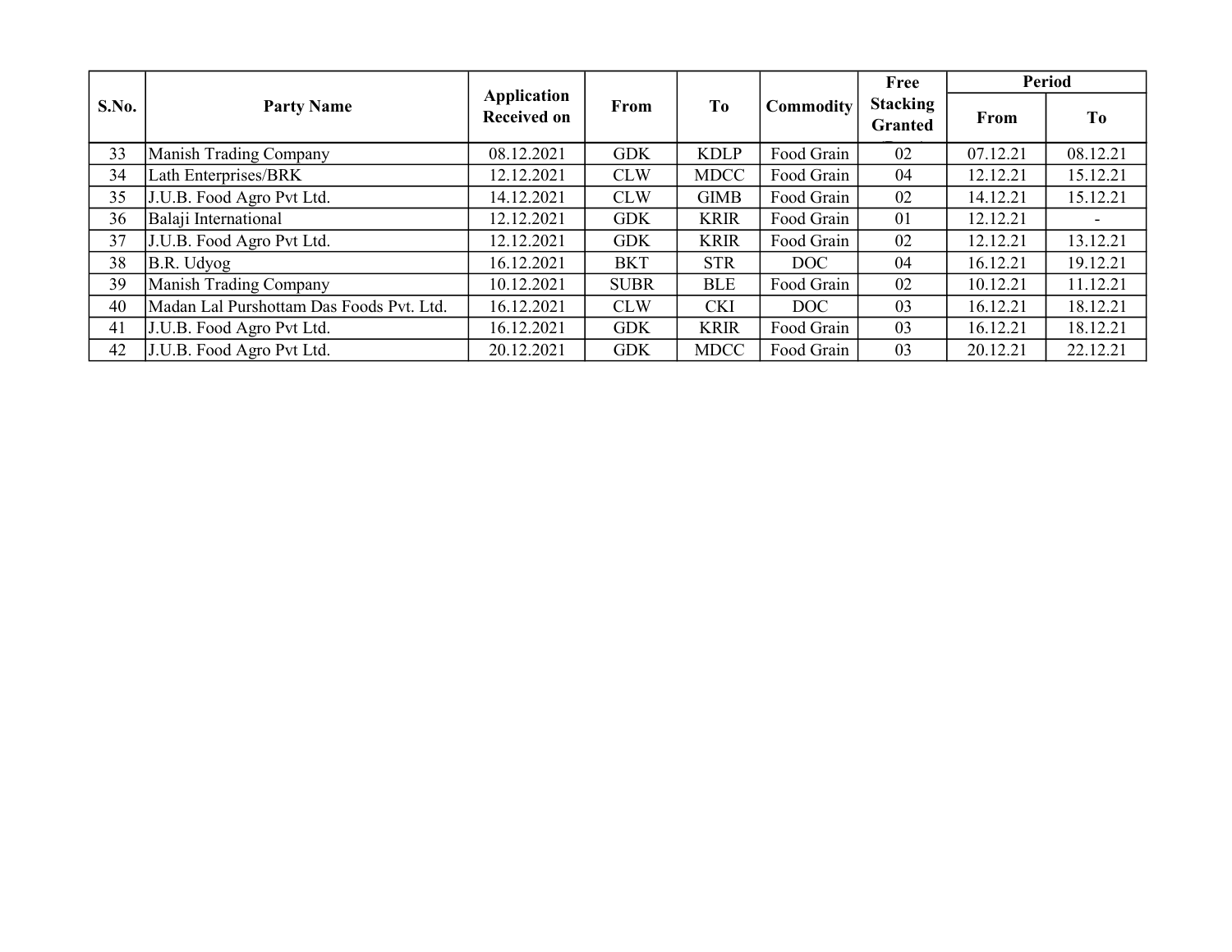| S.No. | Party Name | Application Received on | From | To | Commodity | Free Stacking Granted | Period | |
|---|---|---|---|---|---|---|---|---|
| | | | | | | | From | To |
| 33 | Manish Trading Company | 08.12.2021 | GDK | KDLP | Food Grain | 02 | 07.12.21 | 08.12.21 |
| 34 | Lath Enterprises/BRK | 12.12.2021 | CLW | MDCC | Food Grain | 04 | 12.12.21 | 15.12.21 |
| 35 | J.U.B. Food Agro Pvt Ltd. | 14.12.2021 | CLW | GIMB | Food Grain | 02 | 14.12.21 | 15.12.21 |
| 36 | Balaji International | 12.12.2021 | GDK | KRIR | Food Grain | 01 | 12.12.21 | - |
| 37 | J.U.B. Food Agro Pvt Ltd. | 12.12.2021 | GDK | KRIR | Food Grain | 02 | 12.12.21 | 13.12.21 |
| 38 | B.R. Udyog | 16.12.2021 | BKT | STR | DOC | 04 | 16.12.21 | 19.12.21 |
| 39 | Manish Trading Company | 10.12.2021 | SUBR | BLE | Food Grain | 02 | 10.12.21 | 11.12.21 |
| 40 | Madan Lal Purshottam Das Foods Pvt. Ltd. | 16.12.2021 | CLW | CKI | DOC | 03 | 16.12.21 | 18.12.21 |
| 41 | J.U.B. Food Agro Pvt Ltd. | 16.12.2021 | GDK | KRIR | Food Grain | 03 | 16.12.21 | 18.12.21 |
| 42 | J.U.B. Food Agro Pvt Ltd. | 20.12.2021 | GDK | MDCC | Food Grain | 03 | 20.12.21 | 22.12.21 |